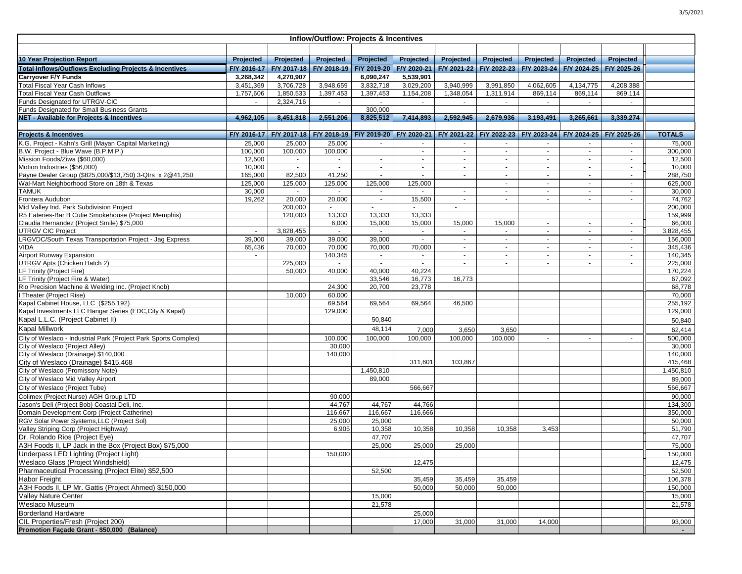## Inflow/Outflow: Projects & Incentives

| 10 Year Projection Report | Projected | Projected | Projected | Projected | Projected | Projected | Projected | Projected | Projected | Projected | |
|---|---|---|---|---|---|---|---|---|---|---|---|
| **Total Inflows/Outflows Excluding Projects & Incentives** | **F/Y 2016-17** | **F/Y 2017-18** | **F/Y 2018-19** | **F/Y 2019-20** | **F/Y 2020-21** | **F/Y 2021-22** | **F/Y 2022-23** | **F/Y 2023-24** | **F/Y 2024-25** | **F/Y 2025-26** | |
| **Carryover F/Y Funds** | **3,268,342** | **4,270,907** | | **6,090,247** | **5,539,901** | | | | | | |
| Total Fiscal Year Cash Inflows | 3,451,369 | 3,706,728 | 3,948,659 | 3,832,718 | 3,029,200 | 3,940,999 | 3,991,850 | 4,062,605 | 4,134,775 | 4,208,388 | |
| Total Fiscal Year Cash Outflows | 1,757,606 | 1,850,533 | 1,397,453 | 1,397,453 | 1,154,208 | 1,348,054 | 1,311,914 | 869,114 | 869,114 | 869,114 | |
| Funds Designated for UTRGV-CIC | - | 2,324,716 | - | - | - | - | - | - | - | - | |
| Funds Designated for Small Business Grants | | | | 300,000 | | | | | | | |
| **NET - Available for Projects & Incentives** | **4,962,105** | **8,451,818** | **2,551,206** | **8,825,512** | **7,414,893** | **2,592,945** | **2,679,936** | **3,193,491** | **3,265,661** | **3,339,274** | |
| | | | | | | | | | | | |
| **Projects & Incentives** | **F/Y 2016-17** | **F/Y 2017-18** | **F/Y 2018-19** | **F/Y 2019-20** | **F/Y 2020-21** | **F/Y 2021-22** | **F/Y 2022-23** | **F/Y 2023-24** | **F/Y 2024-25** | **F/Y 2025-26** | **TOTALS** |
| K.G. Project - Kahn's Grill (Mayan Capital Marketing) | 25,000 | 25,000 | 25,000 | - | - | - | - | - | - | - | 75,000 |
| B.W. Project - Blue Wave (B.P.M.P.) | 100,000 | 100,000 | 100,000 | | - | - | - | - | - | - | 300,000 |
| Mission Foods/Ziwa ($60,000) | 12,500 | - | - | - | - | - | - | - | - | - | 12,500 |
| Motion Industries ($56,000) | 10,000 | - | - | - | - | - | - | - | - | - | 10,000 |
| Payne Dealer Group ($825,000/$13,750) 3-Qtrs x 2@41,250 | 165,000 | 82,500 | 41,250 | - | - | - | - | - | - | - | 288,750 |
| Wal-Mart Neighborhood Store on 18th & Texas | 125,000 | 125,000 | 125,000 | 125,000 | 125,000 | | - | - | - | - | 625,000 |
| TAMUK | 30,000 | - | - | - | - | - | - | - | - | - | 30,000 |
| Frontera Audubon | 19,262 | 20,000 | 20,000 | - | 15,500 | - | - | - | - | - | 74,762 |
| Mid Valley Ind. Park Subdivision Project | | 200,000 | - | - | - | - | | | | | 200,000 |
| R5 Eateries-Bar B Cutie Smokehouse (Project Memphis) | | 120,000 | 13,333 | 13,333 | 13,333 | | | | | | 159,999 |
| Claudia Hernandez (Project Smile) $75,000 | | | 6,000 | 15,000 | 15,000 | 15,000 | 15,000 | - | - | - | 66,000 |
| UTRGV CIC Project | - | 3,828,455 | - | - | - | - | - | - | - | - | 3,828,455 |
| LRGVDC/South Texas Transportation Project - Jag Express | 39,000 | 39,000 | 39,000 | 39,000 | - | - | - | - | - | - | 156,000 |
| VIDA | 65,436 | 70,000 | 70,000 | 70,000 | 70,000 | - | - | - | - | - | 345,436 |
| Airport Runway Expansion | - | | 140,345 | - | - | - | - | - | - | - | 140,345 |
| UTRGV Apts (Chicken Hatch 2) | | 225,000 | - | - | - | - | - | - | - | - | 225,000 |
| LF Trinity (Project Fire) | | 50,000 | 40,000 | 40,000 | 40,224 | | | | | | 170,224 |
| LF Trinity (Project Fire & Water) | | | | 33,546 | 16,773 | 16,773 | | | | | 67,092 |
| Rio Precision Machine & Welding Inc. (Project Knob) | | | 24,300 | 20,700 | 23,778 | | | | | | 68,778 |
| I Theater (Project Rise) | | 10,000 | 60,000 | | | | | | | | 70,000 |
| Kapal Cabinet House, LLC ($255,192) | | | 69,564 | 69,564 | 69,564 | 46,500 | | | | | 255,192 |
| Kapal Investments LLC Hangar Series (EDC,City & Kapal) | | | 129,000 | | | | | | | | 129,000 |
| Kapal L.L.C. (Project Cabinet II) | | | | 50,840 | | | | | | | 50,840 |
| Kapal Millwork | | | | 48,114 | 7,000 | 3,650 | 3,650 | | | | 62,414 |
| City of Weslaco - Industrial Park (Project Park Sports Complex) | | | 100,000 | 100,000 | 100,000 | 100,000 | 100,000 | - | - | - | 500,000 |
| City of Weslaco (Project Alley) | | | 30,000 | | | | | | | | 30,000 |
| City of Weslaco (Drainage) $140,000 | | | 140,000 | | | | | | | | 140,000 |
| City of Weslaco (Drainage) $415.468 | | | | | 311,601 | 103,867 | | | | | 415,468 |
| City of Weslaco (Promissory Note) | | | | 1,450,810 | | | | | | | 1,450,810 |
| City of Weslaco Mid Valley Airport | | | | 89,000 | | | | | | | 89,000 |
| City of Weslaco (Project Tube) | | | | | 566,667 | | | | | | 566,667 |
| Colimex (Project Nurse) AGH Group LTD | | | 90,000 | | | | | | | | 90,000 |
| Jason's Deli (Project Bob) Coastal Deli, Inc. | | | 44,767 | 44,767 | 44,766 | | | | | | 134,300 |
| Domain Development Corp (Project Catherine) | | | 116,667 | 116,667 | 116,666 | | | | | | 350,000 |
| RGV Solar Power Systems,LLC (Project Sol) | | | 25,000 | 25,000 | | | | | | | 50,000 |
| Valley Striping Corp (Project Highway) | | | 6,905 | 10,358 | 10,358 | 10,358 | 10,358 | 3,453 | | | 51,790 |
| Dr. Rolando Rios (Project Eye) | | | | 47,707 | | | | | | | 47,707 |
| A3H Foods II, LP Jack in the Box (Project Box) $75,000 | | | | 25,000 | 25,000 | 25,000 | | | | | 75,000 |
| Underpass LED Lighting (Project Light) | | | 150,000 | | | | | | | | 150,000 |
| Weslaco Glass (Project Windshield) | | | | | 12,475 | | | | | | 12,475 |
| Pharmaceutical Processing (Project Elite) $52,500 | | | | 52,500 | | | | | | | 52,500 |
| Habor Freight | | | | | 35,459 | 35,459 | 35,459 | | | | 106,378 |
| A3H Foods II, LP Mr. Gattis (Project Ahmed) $150,000 | | | | | 50,000 | 50,000 | 50,000 | | | | 150,000 |
| Valley Nature Center | | | | 15,000 | | | | | | | 15,000 |
| Weslaco Museum | | | | 21,578 | | | | | | | 21,578 |
| Borderland Hardware | | | | | 25,000 | | | | | | |
| CIL Properties/Fresh (Project 200) | | | | | 17,000 | 31,000 | 31,000 | 14,000 | | | 93,000 |
| **Promotion Façade Grant - $50,000 (Balance)** | | | | | | | | | | | - |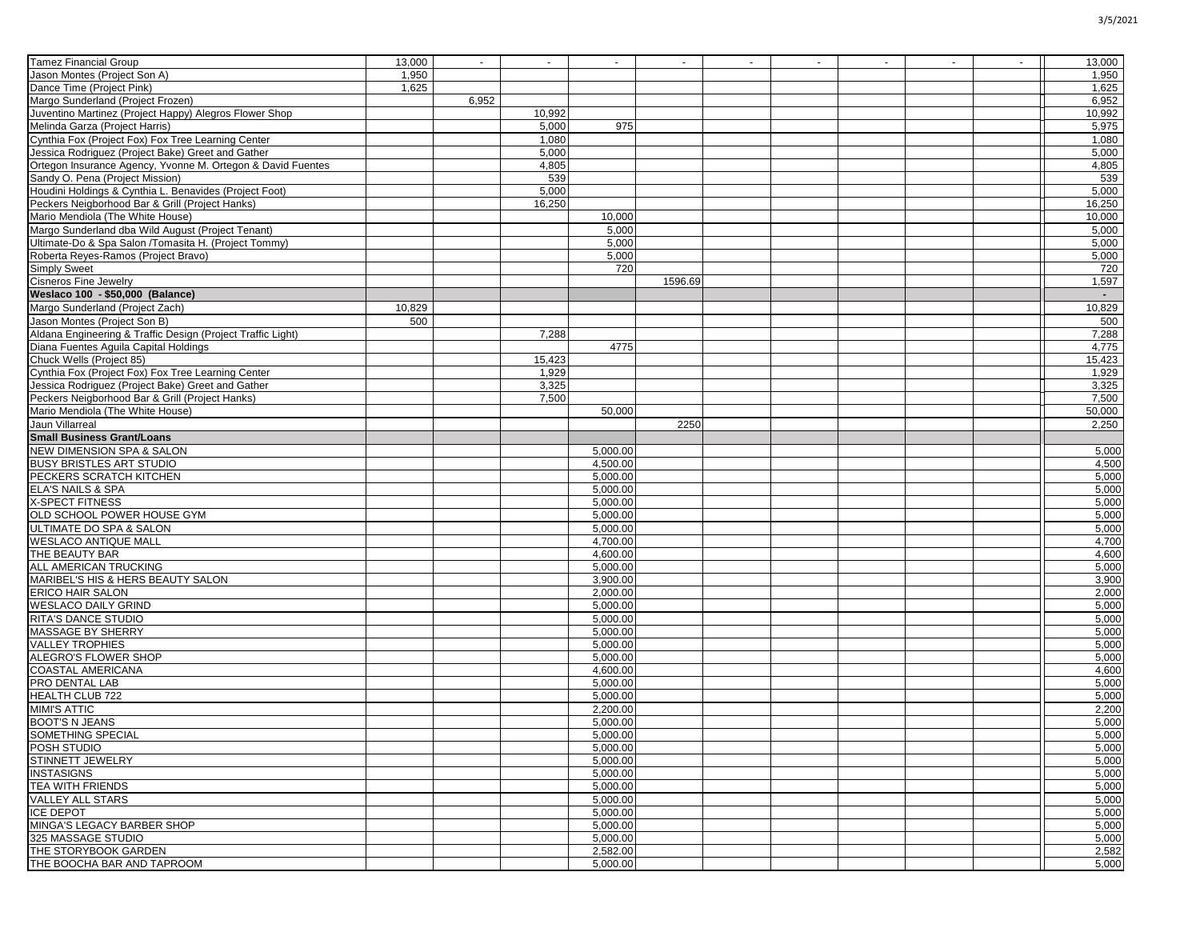| | | | | | | | | | | | |
|---|---|---|---|---|---|---|---|---|---|---|---|
| Tamez Financial Group | 13,000 | - | - | - | - | - | - | - | - | - | 13,000 |
| Jason Montes (Project Son A) | 1,950 | | | | | | | | | | 1,950 |
| Dance Time (Project Pink) | 1,625 | | | | | | | | | | 1,625 |
| Margo Sunderland (Project Frozen) | | 6,952 | | | | | | | | | 6,952 |
| Juventino Martinez (Project Happy) Alegros Flower Shop | | | 10,992 | | | | | | | | 10,992 |
| Melinda Garza (Project Harris) | | | 5,000 | 975 | | | | | | | 5,975 |
| Cynthia Fox (Project Fox) Fox Tree Learning Center | | | 1,080 | | | | | | | | 1,080 |
| Jessica Rodriguez (Project Bake) Greet and Gather | | | 5,000 | | | | | | | | 5,000 |
| Ortegon Insurance Agency, Yvonne M. Ortegon & David Fuentes | | | 4,805 | | | | | | | | 4,805 |
| Sandy O. Pena (Project Mission) | | | 539 | | | | | | | | 539 |
| Houdini Holdings & Cynthia L. Benavides (Project Foot) | | | 5,000 | | | | | | | | 5,000 |
| Peckers Neigborhood Bar & Grill (Project Hanks) | | | 16,250 | | | | | | | | 16,250 |
| Mario Mendiola (The White House) | | | | 10,000 | | | | | | | 10,000 |
| Margo Sunderland dba Wild August (Project Tenant) | | | | 5,000 | | | | | | | 5,000 |
| Ultimate-Do & Spa Salon /Tomasita H. (Project Tommy) | | | | 5,000 | | | | | | | 5,000 |
| Roberta Reyes-Ramos (Project Bravo) | | | | 5,000 | | | | | | | 5,000 |
| Simply Sweet | | | | 720 | | | | | | | 720 |
| Cisneros Fine Jewelry | | | | | 1596.69 | | | | | | 1,597 |
| **Weslaco 100 - $50,000 (Balance)** | | | | | | | | | | | - |
| Margo Sunderland (Project Zach) | 10,829 | | | | | | | | | | 10,829 |
| Jason Montes (Project Son B) | 500 | | | | | | | | | | 500 |
| Aldana Engineering & Traffic Design (Project Traffic Light) | | | 7,288 | | | | | | | | 7,288 |
| Diana Fuentes Aguila Capital Holdings | | | | 4775 | | | | | | | 4,775 |
| Chuck Wells (Project 85) | | | 15,423 | | | | | | | | 15,423 |
| Cynthia Fox (Project Fox) Fox Tree Learning Center | | | 1,929 | | | | | | | | 1,929 |
| Jessica Rodriguez (Project Bake) Greet and Gather | | | 3,325 | | | | | | | | 3,325 |
| Peckers Neigborhood Bar & Grill (Project Hanks) | | | 7,500 | | | | | | | | 7,500 |
| Mario Mendiola (The White House) | | | | 50,000 | | | | | | | 50,000 |
| Jaun Villarreal | | | | | 2250 | | | | | | 2,250 |
| **Small Business Grant/Loans** | | | | | | | | | | | |
| NEW DIMENSION SPA & SALON | | | | 5,000.00 | | | | | | | 5,000 |
| BUSY BRISTLES ART STUDIO | | | | 4,500.00 | | | | | | | 4,500 |
| PECKERS SCRATCH KITCHEN | | | | 5,000.00 | | | | | | | 5,000 |
| ELA'S NAILS & SPA | | | | 5,000.00 | | | | | | | 5,000 |
| X-SPECT FITNESS | | | | 5,000.00 | | | | | | | 5,000 |
| OLD SCHOOL POWER HOUSE GYM | | | | 5,000.00 | | | | | | | 5,000 |
| ULTIMATE DO SPA & SALON | | | | 5,000.00 | | | | | | | 5,000 |
| WESLACO ANTIQUE MALL | | | | 4,700.00 | | | | | | | 4,700 |
| THE BEAUTY BAR | | | | 4,600.00 | | | | | | | 4,600 |
| ALL AMERICAN TRUCKING | | | | 5,000.00 | | | | | | | 5,000 |
| MARIBEL'S HIS & HERS BEAUTY SALON | | | | 3,900.00 | | | | | | | 3,900 |
| ERICO HAIR SALON | | | | 2,000.00 | | | | | | | 2,000 |
| WESLACO DAILY GRIND | | | | 5,000.00 | | | | | | | 5,000 |
| RITA'S DANCE STUDIO | | | | 5,000.00 | | | | | | | 5,000 |
| MASSAGE BY SHERRY | | | | 5,000.00 | | | | | | | 5,000 |
| VALLEY TROPHIES | | | | 5,000.00 | | | | | | | 5,000 |
| ALEGRO'S FLOWER SHOP | | | | 5,000.00 | | | | | | | 5,000 |
| COASTAL AMERICANA | | | | 4,600.00 | | | | | | | 4,600 |
| PRO DENTAL LAB | | | | 5,000.00 | | | | | | | 5,000 |
| HEALTH CLUB 722 | | | | 5,000.00 | | | | | | | 5,000 |
| MIMI'S ATTIC | | | | 2,200.00 | | | | | | | 2,200 |
| BOOT'S N JEANS | | | | 5,000.00 | | | | | | | 5,000 |
| SOMETHING SPECIAL | | | | 5,000.00 | | | | | | | 5,000 |
| POSH STUDIO | | | | 5,000.00 | | | | | | | 5,000 |
| STINNETT JEWELRY | | | | 5,000.00 | | | | | | | 5,000 |
| INSTASIGNS | | | | 5,000.00 | | | | | | | 5,000 |
| TEA WITH FRIENDS | | | | 5,000.00 | | | | | | | 5,000 |
| VALLEY ALL STARS | | | | 5,000.00 | | | | | | | 5,000 |
| ICE DEPOT | | | | 5,000.00 | | | | | | | 5,000 |
| MINGA'S LEGACY BARBER SHOP | | | | 5,000.00 | | | | | | | 5,000 |
| 325 MASSAGE STUDIO | | | | 5,000.00 | | | | | | | 5,000 |
| THE STORYBOOK GARDEN | | | | 2,582.00 | | | | | | | 2,582 |
| THE BOOCHA BAR AND TAPROOM | | | | 5,000.00 | | | | | | | 5,000 |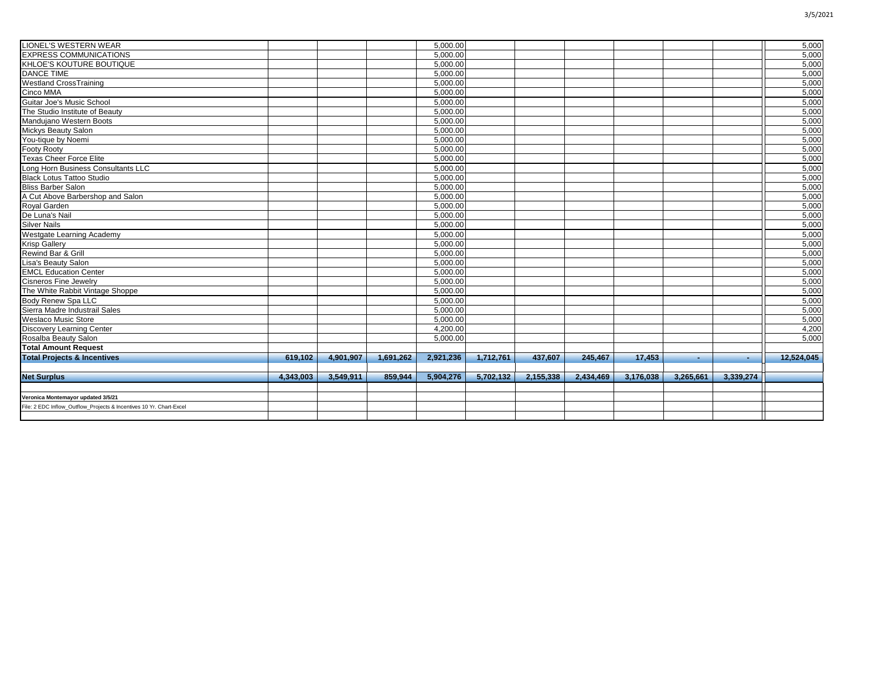| | | | | | | | | | | | |
|---|---|---|---|---|---|---|---|---|---|---|---|
| LIONEL'S WESTERN WEAR | | | | 5,000.00 | | | | | | | 5,000 |
| EXPRESS COMMUNICATIONS | | | | 5,000.00 | | | | | | | 5,000 |
| KHLOE'S KOUTURE BOUTIQUE | | | | 5,000.00 | | | | | | | 5,000 |
| DANCE TIME | | | | 5,000.00 | | | | | | | 5,000 |
| Westland CrossTraining | | | | 5,000.00 | | | | | | | 5,000 |
| Cinco MMA | | | | 5,000.00 | | | | | | | 5,000 |
| Guitar Joe's Music School | | | | 5,000.00 | | | | | | | 5,000 |
| The Studio Institute of Beauty | | | | 5,000.00 | | | | | | | 5,000 |
| Mandujano Western Boots | | | | 5,000.00 | | | | | | | 5,000 |
| Mickys Beauty Salon | | | | 5,000.00 | | | | | | | 5,000 |
| You-tique by Noemi | | | | 5,000.00 | | | | | | | 5,000 |
| Footy Rooty | | | | 5,000.00 | | | | | | | 5,000 |
| Texas Cheer Force Elite | | | | 5,000.00 | | | | | | | 5,000 |
| Long Horn Business Consultants LLC | | | | 5,000.00 | | | | | | | 5,000 |
| Black Lotus Tattoo Studio | | | | 5,000.00 | | | | | | | 5,000 |
| Bliss Barber Salon | | | | 5,000.00 | | | | | | | 5,000 |
| A Cut Above Barbershop and Salon | | | | 5,000.00 | | | | | | | 5,000 |
| Royal Garden | | | | 5,000.00 | | | | | | | 5,000 |
| De Luna's Nail | | | | 5,000.00 | | | | | | | 5,000 |
| Silver Nails | | | | 5,000.00 | | | | | | | 5,000 |
| Westgate Learning Academy | | | | 5,000.00 | | | | | | | 5,000 |
| Krisp Gallery | | | | 5,000.00 | | | | | | | 5,000 |
| Rewind Bar & Grill | | | | 5,000.00 | | | | | | | 5,000 |
| Lisa's Beauty Salon | | | | 5,000.00 | | | | | | | 5,000 |
| EMCL Education Center | | | | 5,000.00 | | | | | | | 5,000 |
| Cisneros Fine Jewelry | | | | 5,000.00 | | | | | | | 5,000 |
| The White Rabbit Vintage Shoppe | | | | 5,000.00 | | | | | | | 5,000 |
| Body Renew Spa LLC | | | | 5,000.00 | | | | | | | 5,000 |
| Sierra Madre Industrail Sales | | | | 5,000.00 | | | | | | | 5,000 |
| Weslaco Music Store | | | | 5,000.00 | | | | | | | 5,000 |
| Discovery Learning Center | | | | 4,200.00 | | | | | | | 4,200 |
| Rosalba Beauty Salon | | | | 5,000.00 | | | | | | | 5,000 |
| **Total Amount Request** | | | | | | | | | | | |
| **Total Projects & Incentives** | **619,102** | **4,901,907** | **1,691,262** | **2,921,236** | **1,712,761** | **437,607** | **245,467** | **17,453** | **-** | **-** | **12,524,045** |
| | | | | | | | | | | | |
| **Net Surplus** | **4,343,003** | **3,549,911** | **859,944** | **5,904,276** | **5,702,132** | **2,155,338** | **2,434,469** | **3,176,038** | **3,265,661** | **3,339,274** | |
| | | | | | | | | | | | |
| **Veronica Montemayor updated 3/5/21** | | | | | | | | | | | |
| File: 2 EDC Inflow_Outflow_Projects & Incentives 10 Yr. Chart-Excel | | | | | | | | | | | |